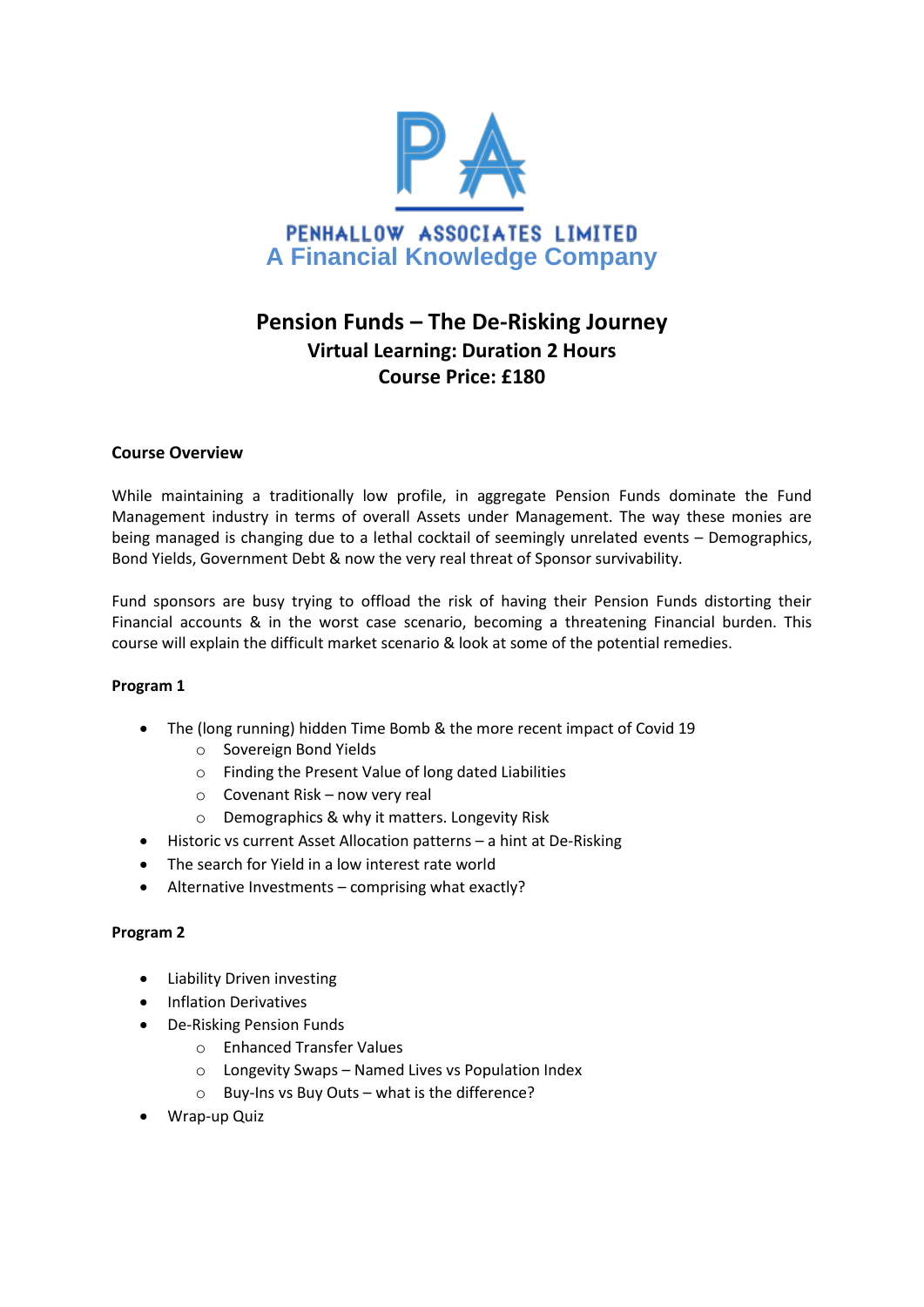PENHALLOW ASSOCIATES LIMITED
A Financial Knowledge Company

# Pension Funds – The De-Risking Journey

## Virtual Learning: Duration 2 Hours

## Course Price: £180

**Course Overview**

While maintaining a traditionally low profile, in aggregate Pension Funds dominate the Fund Management industry in terms of overall Assets under Management. The way these monies are being managed is changing due to a lethal cocktail of seemingly unrelated events – Demographics, Bond Yields, Government Debt & now the very real threat of Sponsor survivability.

Fund sponsors are busy trying to offload the risk of having their Pension Funds distorting their Financial accounts & in the worst case scenario, becoming a threatening Financial burden. This course will explain the difficult market scenario & look at some of the potential remedies.

**Program 1**

- The (long running) hidden Time Bomb & the more recent impact of Covid 19
    - Sovereign Bond Yields
    - Finding the Present Value of long dated Liabilities
    - Covenant Risk – now very real
    - Demographics & why it matters. Longevity Risk
- Historic vs current Asset Allocation patterns – a hint at De-Risking
- The search for Yield in a low interest rate world
- Alternative Investments – comprising what exactly?

**Program 2**

- Liability Driven investing
- Inflation Derivatives
- De-Risking Pension Funds
    - Enhanced Transfer Values
    - Longevity Swaps – Named Lives vs Population Index
    - Buy-Ins vs Buy Outs – what is the difference?
- Wrap-up Quiz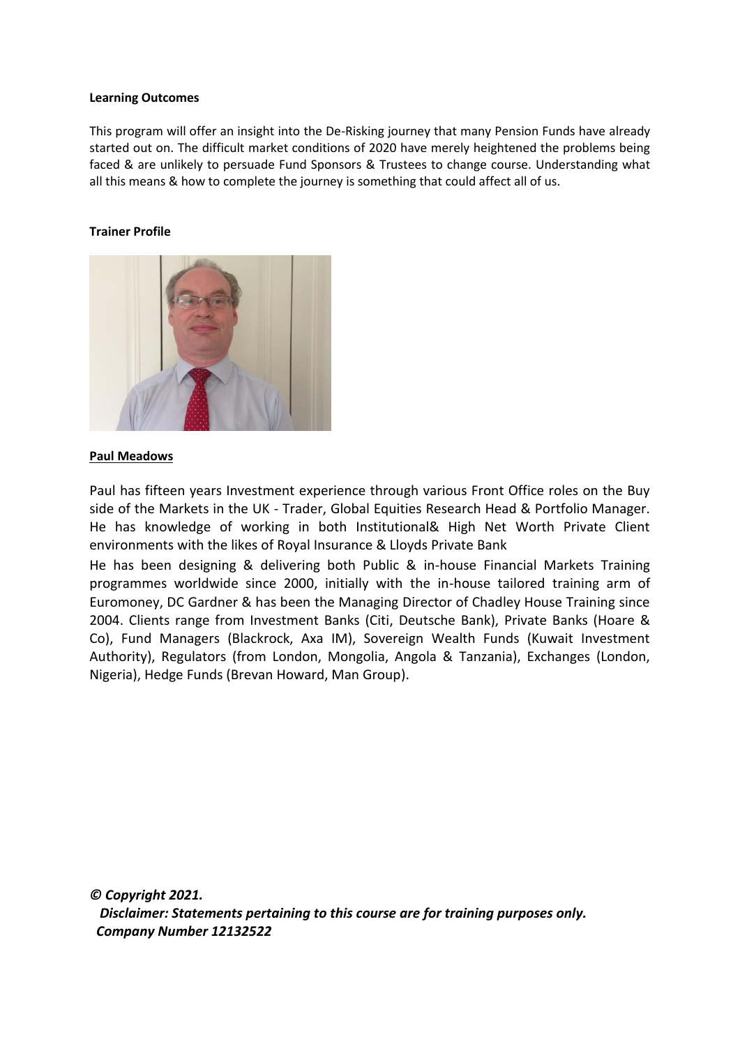**Learning Outcomes**

This program will offer an insight into the De-Risking journey that many Pension Funds have already started out on. The difficult market conditions of 2020 have merely heightened the problems being faced & are unlikely to persuade Fund Sponsors & Trustees to change course. Understanding what all this means & how to complete the journey is something that could affect all of us.

**Trainer Profile**

**Paul Meadows**

Paul has fifteen years Investment experience through various Front Office roles on the Buy side of the Markets in the UK - Trader, Global Equities Research Head & Portfolio Manager. He has knowledge of working in both Institutional& High Net Worth Private Client environments with the likes of Royal Insurance & Lloyds Private Bank

He has been designing & delivering both Public & in-house Financial Markets Training programmes worldwide since 2000, initially with the in-house tailored training arm of Euromoney, DC Gardner & has been the Managing Director of Chadley House Training since 2004. Clients range from Investment Banks (Citi, Deutsche Bank), Private Banks (Hoare & Co), Fund Managers (Blackrock, Axa IM), Sovereign Wealth Funds (Kuwait Investment Authority), Regulators (from London, Mongolia, Angola & Tanzania), Exchanges (London, Nigeria), Hedge Funds (Brevan Howard, Man Group).

***© Copyright 2021.***

***Disclaimer: Statements pertaining to this course are for training purposes only.***

***Company Number 12132522***